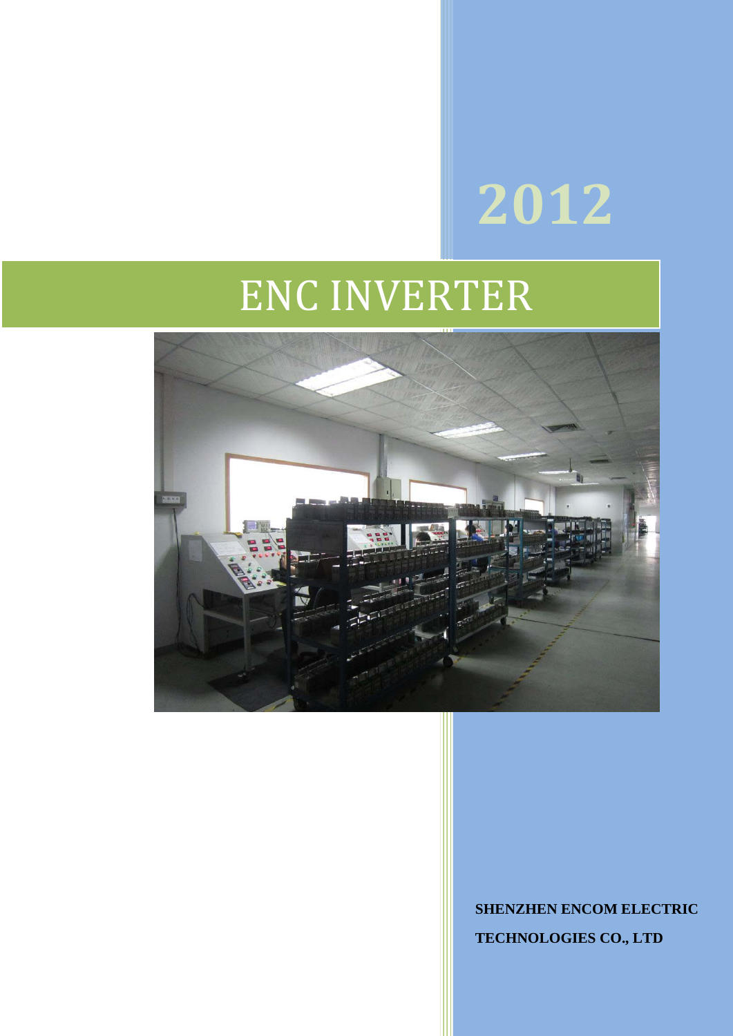2012

# ENC INVERTER

**SHENZHEN ENCOM ELECTRIC TECHNOLOGIES CO., LTD**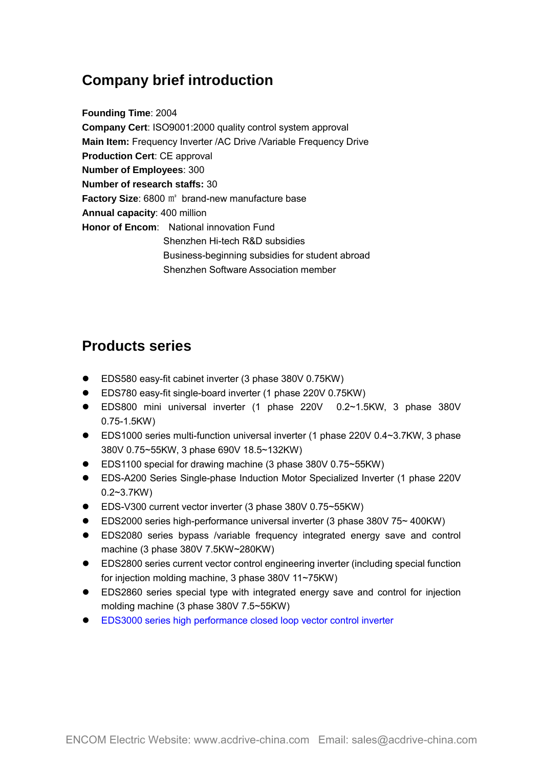## Company brief introduction

**Founding Time**: 2004
**Company Cert**: ISO9001:2000 quality control system approval
**Main Item:** Frequency Inverter /AC Drive /Variable Frequency Drive
**Production Cert**: CE approval
**Number of Employees**: 300
**Number of research staffs:** 30
**Factory Size**: 6800 ㎡ brand-new manufacture base
**Annual capacity**: 400 million
**Honor of Encom**: National innovation Fund
Shenzhen Hi-tech R&D subsidies
Business-beginning subsidies for student abroad
Shenzhen Software Association member

## Products series

- EDS580 easy-fit cabinet inverter (3 phase 380V 0.75KW)
- EDS780 easy-fit single-board inverter (1 phase 220V 0.75KW)
- EDS800 mini universal inverter (1 phase 220V 0.2~1.5KW, 3 phase 380V 0.75-1.5KW)
- EDS1000 series multi-function universal inverter (1 phase 220V 0.4~3.7KW, 3 phase 380V 0.75~55KW, 3 phase 690V 18.5~132KW)
- EDS1100 special for drawing machine (3 phase 380V 0.75~55KW)
- EDS-A200 Series Single-phase Induction Motor Specialized Inverter (1 phase 220V 0.2~3.7KW)
- EDS-V300 current vector inverter (3 phase 380V 0.75~55KW)
- EDS2000 series high-performance universal inverter (3 phase 380V 75~ 400KW)
- EDS2080 series bypass /variable frequency integrated energy save and control machine (3 phase 380V 7.5KW~280KW)
- EDS2800 series current vector control engineering inverter (including special function for injection molding machine, 3 phase 380V 11~75KW)
- EDS2860 series special type with integrated energy save and control for injection molding machine (3 phase 380V 7.5~55KW)
- EDS3000 series high performance closed loop vector control inverter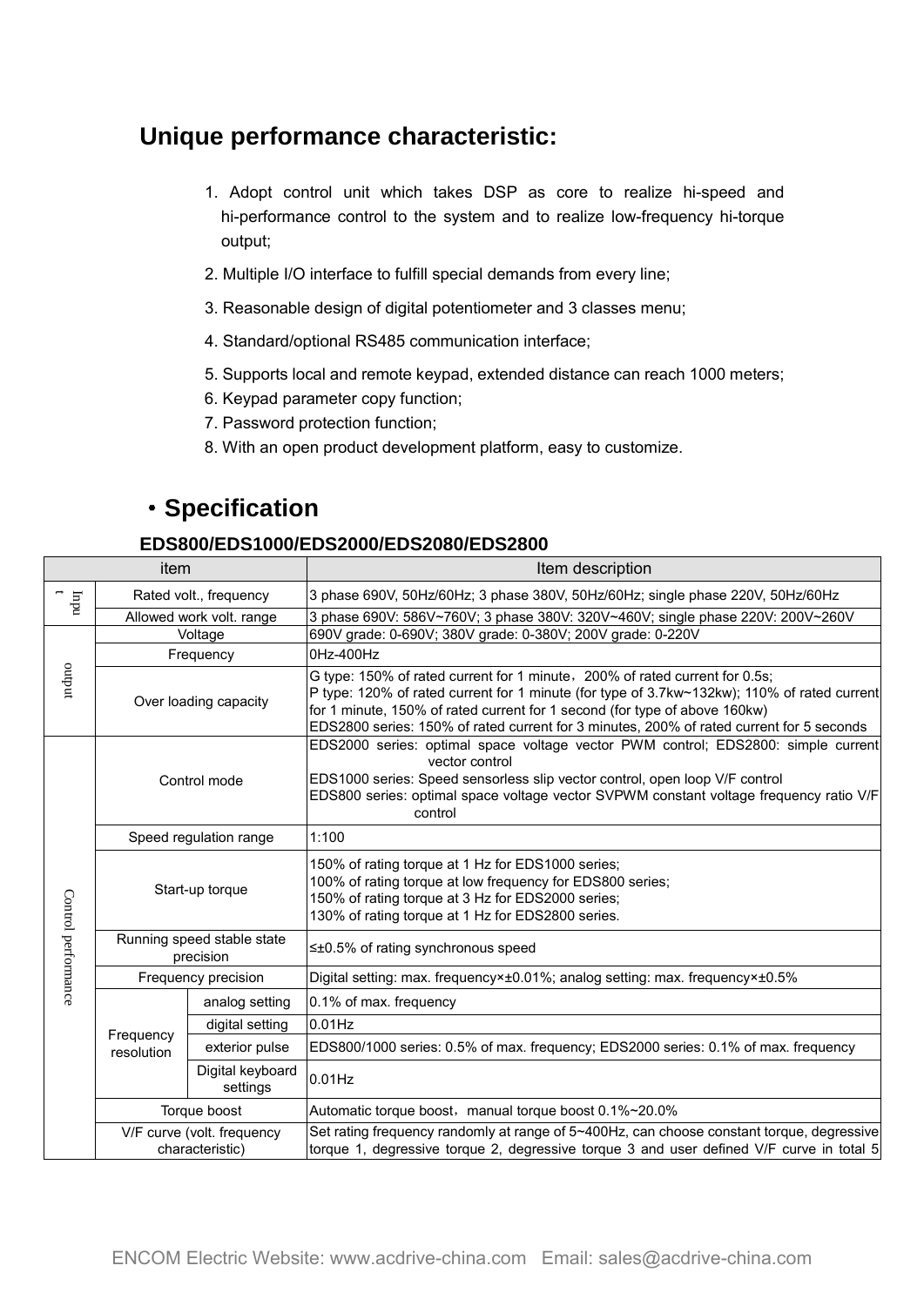## Unique performance characteristic:

1. Adopt control unit which takes DSP as core to realize hi-speed and hi-performance control to the system and to realize low-frequency hi-torque output;
2. Multiple I/O interface to fulfill special demands from every line;
3. Reasonable design of digital potentiometer and 3 classes menu;
4. Standard/optional RS485 communication interface;
5. Supports local and remote keypad, extended distance can reach 1000 meters;
6. Keypad parameter copy function;
7. Password protection function;
8. With an open product development platform, easy to customize.

## ・Specification

### EDS800/EDS1000/EDS2000/EDS2080/EDS2800

| item | | | Item description |
|---|---|---|---|
| Input | Rated volt., frequency | | 3 phase 690V, 50Hz/60Hz; 3 phase 380V, 50Hz/60Hz; single phase 220V, 50Hz/60Hz |
| | Allowed work volt. range | | 3 phase 690V: 586V~760V; 3 phase 380V: 320V~460V; single phase 220V: 200V~260V |
| output | Voltage | | 690V grade: 0-690V; 380V grade: 0-380V; 200V grade: 0-220V |
| | Frequency | | 0Hz-400Hz |
| | Over loading capacity | | G type: 150% of rated current for 1 minute，200% of rated current for 0.5s;<br>P type: 120% of rated current for 1 minute (for type of 3.7kw~132kw); 110% of rated current for 1 minute, 150% of rated current for 1 second (for type of above 160kw)<br>EDS2800 series: 150% of rated current for 3 minutes, 200% of rated current for 5 seconds |
| Control performance | Control mode | | EDS2000 series: optimal space voltage vector PWM control; EDS2800: simple current vector control<br>EDS1000 series: Speed sensorless slip vector control, open loop V/F control<br>EDS800 series: optimal space voltage vector SVPWM constant voltage frequency ratio V/F control |
| | Speed regulation range | | 1:100 |
| | Start-up torque | | 150% of rating torque at 1 Hz for EDS1000 series;<br>100% of rating torque at low frequency for EDS800 series;<br>150% of rating torque at 3 Hz for EDS2000 series;<br>130% of rating torque at 1 Hz for EDS2800 series. |
| | Running speed stable state precision | | ≤±0.5% of rating synchronous speed |
| | Frequency precision | | Digital setting: max. frequency×±0.01%; analog setting: max. frequency×±0.5% |
| | Frequency resolution | analog setting | 0.1% of max. frequency |
| | | digital setting | 0.01Hz |
| | | exterior pulse | EDS800/1000 series: 0.5% of max. frequency; EDS2000 series: 0.1% of max. frequency |
| | | Digital keyboard settings | 0.01Hz |
| | Torque boost | | Automatic torque boost，manual torque boost 0.1%~20.0% |
| | V/F curve (volt. frequency characteristic) | | Set rating frequency randomly at range of 5~400Hz, can choose constant torque, degressive torque 1, degressive torque 2, degressive torque 3 and user defined V/F curve in total 5 |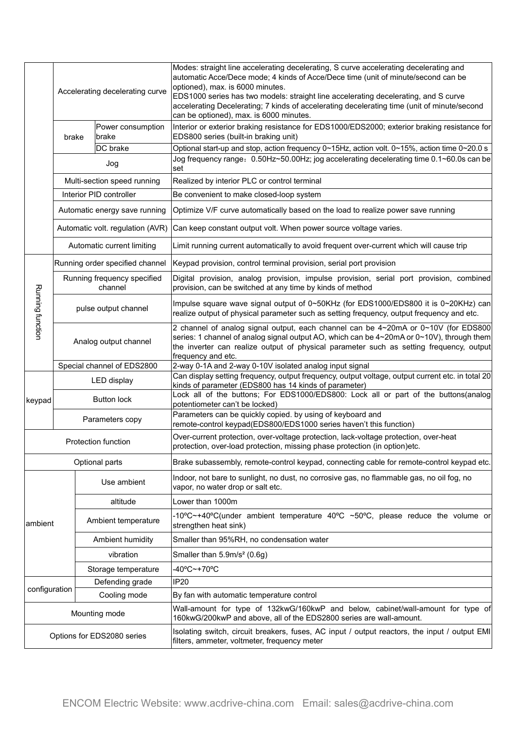| | | | |
|---|---|---|---|
| | Accelerating decelerating curve | | Modes: straight line accelerating decelerating, S curve accelerating decelerating and automatic Acce/Dece mode; 4 kinds of Acce/Dece time (unit of minute/second can be optioned), max. is 6000 minutes. EDS1000 series has two models: straight line accelerating decelerating, and S curve accelerating Decelerating; 7 kinds of accelerating decelerating time (unit of minute/second can be optioned), max. is 6000 minutes. |
| | brake | Power consumption brake | Interior or exterior braking resistance for EDS1000/EDS2000; exterior braking resistance for EDS800 series (built-in braking unit) |
| | | DC brake | Optional start-up and stop, action frequency 0~15Hz, action volt. 0~15%, action time 0~20.0 s |
| | Jog | | Jog frequency range：0.50Hz~50.00Hz; jog accelerating decelerating time 0.1~60.0s can be set |
| | Multi-section speed running | | Realized by interior PLC or control terminal |
| | Interior PID controller | | Be convenient to make closed-loop system |
| | Automatic energy save running | | Optimize V/F curve automatically based on the load to realize power save running |
| | Automatic volt. regulation (AVR) | | Can keep constant output volt. When power source voltage varies. |
| | Automatic current limiting | | Limit running current automatically to avoid frequent over-current which will cause trip |
| Running function | Running order specified channel | | Keypad provision, control terminal provision, serial port provision |
| | Running frequency specified channel | | Digital provision, analog provision, impulse provision, serial port provision, combined provision, can be switched at any time by kinds of method |
| | pulse output channel | | Impulse square wave signal output of 0~50KHz (for EDS1000/EDS800 it is 0~20KHz) can realize output of physical parameter such as setting frequency, output frequency and etc. |
| | Analog output channel | | 2 channel of analog signal output, each channel can be 4~20mA or 0~10V (for EDS800 series: 1 channel of analog signal output AO, which can be 4~20mA or 0~10V), through them the inverter can realize output of physical parameter such as setting frequency, output frequency and etc. |
| | Special channel of EDS2800 | | 2-way 0-1A and 2-way 0-10V isolated analog input signal |
| keypad | LED display | | Can display setting frequency, output frequency, output voltage, output current etc. in total 20 kinds of parameter (EDS800 has 14 kinds of parameter) |
| | Button lock | | Lock all of the buttons; For EDS1000/EDS800: Lock all or part of the buttons(analog potentiometer can't be locked) |
| | Parameters copy | | Parameters can be quickly copied. by using of keyboard and remote-control keypad(EDS800/EDS1000 series haven't this function) |
| Protection function | | | Over-current protection, over-voltage protection, lack-voltage protection, over-heat protection, over-load protection, missing phase protection (in option)etc. |
| Optional parts | | | Brake subassembly, remote-control keypad, connecting cable for remote-control keypad etc. |
| ambient | Use ambient | | Indoor, not bare to sunlight, no dust, no corrosive gas, no flammable gas, no oil fog, no vapor, no water drop or salt etc. |
| | altitude | | Lower than 1000m |
| | Ambient temperature | | -10ºC~+40ºC(under ambient temperature 40ºC ~50ºC, please reduce the volume or strengthen heat sink) |
| | Ambient humidity | | Smaller than 95%RH, no condensation water |
| | vibration | | Smaller than 5.9m/s² (0.6g) |
| | Storage temperature | | -40ºC~+70ºC |
| configuration | Defending grade | | IP20 |
| | Cooling mode | | By fan with automatic temperature control |
| Mounting mode | | | Wall-amount for type of 132kwG/160kwP and below, cabinet/wall-amount for type of 160kwG/200kwP and above, all of the EDS2800 series are wall-amount. |
| Options for EDS2080 series | | | Isolating switch, circuit breakers, fuses, AC input / output reactors, the input / output EMI filters, ammeter, voltmeter, frequency meter |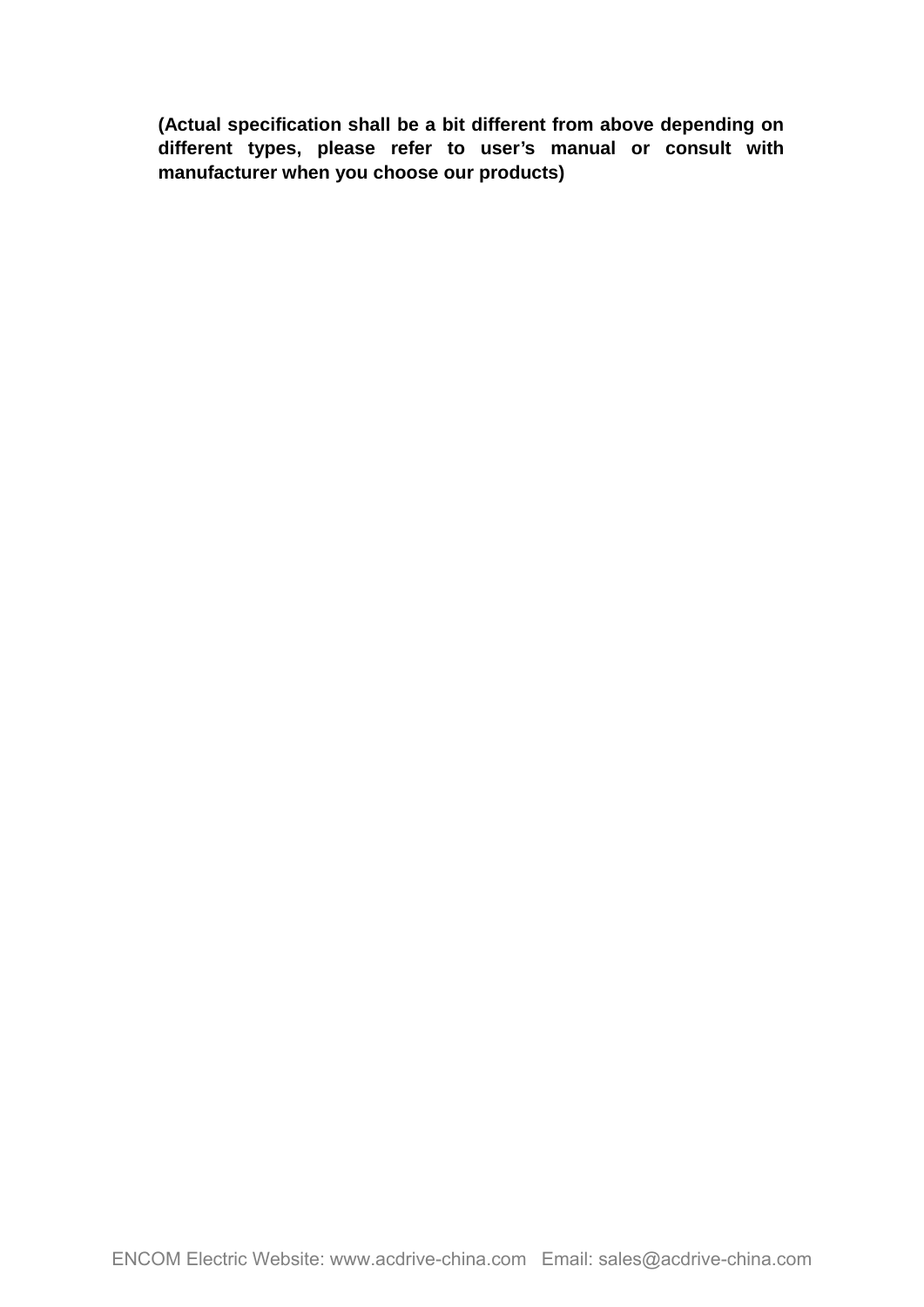**(Actual specification shall be a bit different from above depending on different types, please refer to user's manual or consult with manufacturer when you choose our products)**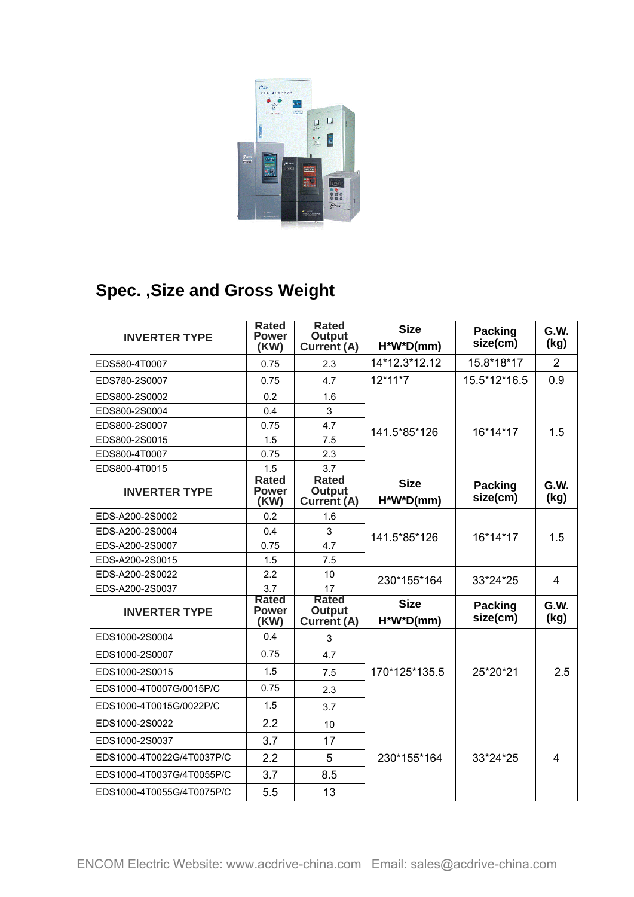## Spec. ,Size and Gross Weight

| INVERTER TYPE | Rated Power (KW) | Rated Output Current (A) | Size H*W*D(mm) | Packing size(cm) | G.W. (kg) |
|---|---|---|---|---|---|
| EDS580-4T0007 | 0.75 | 2.3 | 14*12.3*12.12 | 15.8*18*17 | 2 |
| EDS780-2S0007 | 0.75 | 4.7 | 12*11*7 | 15.5*12*16.5 | 0.9 |
| EDS800-2S0002 | 0.2 | 1.6 | 141.5*85*126 | 16*14*17 | 1.5 |
| EDS800-2S0004 | 0.4 | 3 | | | |
| EDS800-2S0007 | 0.75 | 4.7 | | | |
| EDS800-2S0015 | 1.5 | 7.5 | | | |
| EDS800-4T0007 | 0.75 | 2.3 | | | |
| EDS800-4T0015 | 1.5 | 3.7 | | | |
| **INVERTER TYPE** | **Rated Power (KW)** | **Rated Output Current (A)** | **Size H*W*D(mm)** | **Packing size(cm)** | **G.W. (kg)** |
| EDS-A200-2S0002 | 0.2 | 1.6 | 141.5*85*126 | 16*14*17 | 1.5 |
| EDS-A200-2S0004 | 0.4 | 3 | | | |
| EDS-A200-2S0007 | 0.75 | 4.7 | | | |
| EDS-A200-2S0015 | 1.5 | 7.5 | | | |
| EDS-A200-2S0022 | 2.2 | 10 | 230*155*164 | 33*24*25 | 4 |
| EDS-A200-2S0037 | 3.7 | 17 | | | |
| **INVERTER TYPE** | **Rated Power (KW)** | **Rated Output Current (A)** | **Size H*W*D(mm)** | **Packing size(cm)** | **G.W. (kg)** |
| EDS1000-2S0004 | 0.4 | 3 | 170*125*135.5 | 25*20*21 | 2.5 |
| EDS1000-2S0007 | 0.75 | 4.7 | | | |
| EDS1000-2S0015 | 1.5 | 7.5 | | | |
| EDS1000-4T0007G/0015P/C | 0.75 | 2.3 | | | |
| EDS1000-4T0015G/0022P/C | 1.5 | 3.7 | | | |
| EDS1000-2S0022 | 2.2 | 10 | 230*155*164 | 33*24*25 | 4 |
| EDS1000-2S0037 | 3.7 | 17 | | | |
| EDS1000-4T0022G/4T0037P/C | 2.2 | 5 | | | |
| EDS1000-4T0037G/4T0055P/C | 3.7 | 8.5 | | | |
| EDS1000-4T0055G/4T0075P/C | 5.5 | 13 | | | |

ENCOM Electric Website: www.acdrive-china.com Email: sales@acdrive-china.com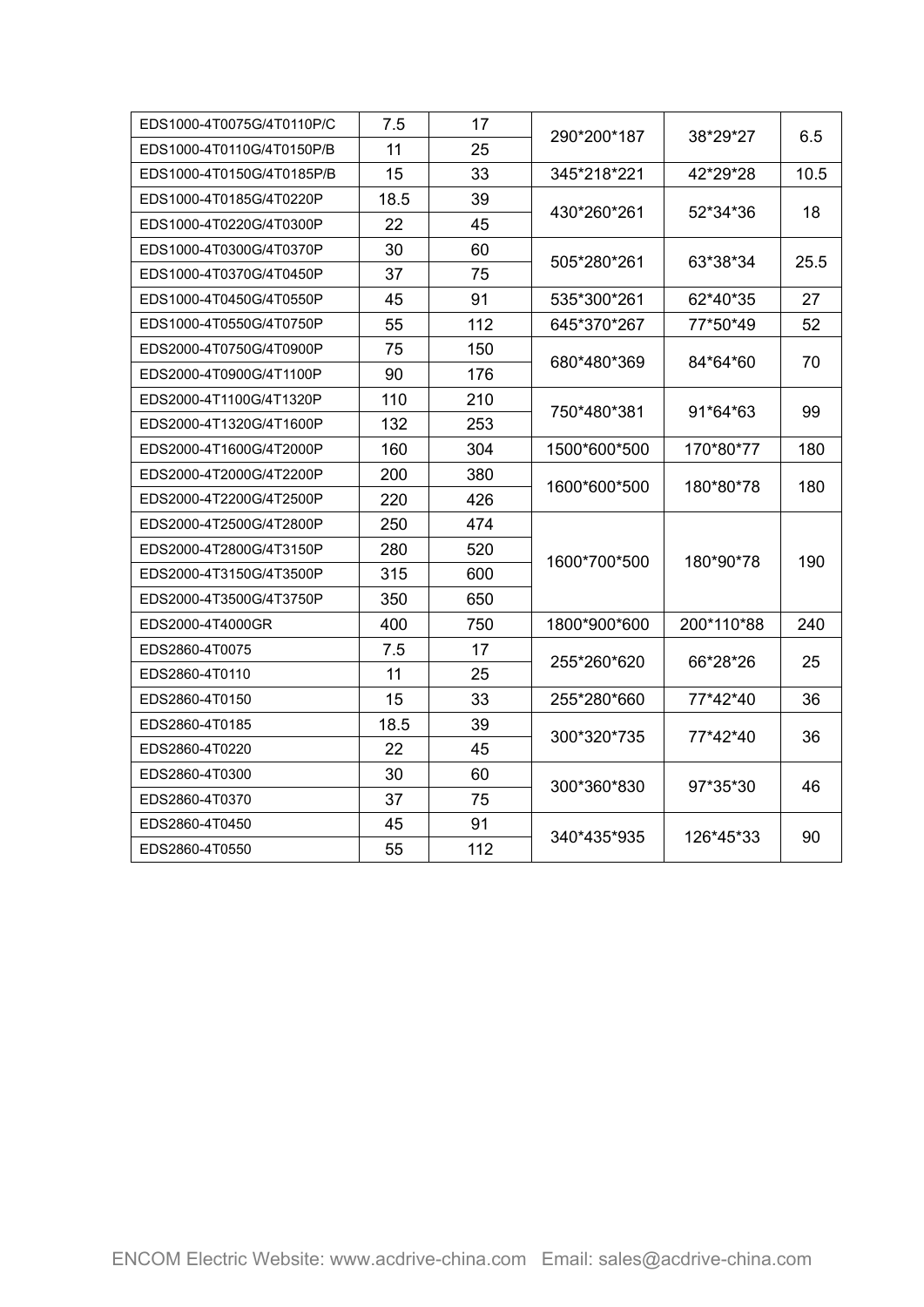| | | | | | |
|---|---|---|---|---|---|
| EDS1000-4T0075G/4T0110P/C | 7.5 | 17 | 290*200*187 | 38*29*27 | 6.5 |
| EDS1000-4T0110G/4T0150P/B | 11 | 25 | | | |
| EDS1000-4T0150G/4T0185P/B | 15 | 33 | 345*218*221 | 42*29*28 | 10.5 |
| EDS1000-4T0185G/4T0220P | 18.5 | 39 | 430*260*261 | 52*34*36 | 18 |
| EDS1000-4T0220G/4T0300P | 22 | 45 | | | |
| EDS1000-4T0300G/4T0370P | 30 | 60 | 505*280*261 | 63*38*34 | 25.5 |
| EDS1000-4T0370G/4T0450P | 37 | 75 | | | |
| EDS1000-4T0450G/4T0550P | 45 | 91 | 535*300*261 | 62*40*35 | 27 |
| EDS1000-4T0550G/4T0750P | 55 | 112 | 645*370*267 | 77*50*49 | 52 |
| EDS2000-4T0750G/4T0900P | 75 | 150 | 680*480*369 | 84*64*60 | 70 |
| EDS2000-4T0900G/4T1100P | 90 | 176 | | | |
| EDS2000-4T1100G/4T1320P | 110 | 210 | 750*480*381 | 91*64*63 | 99 |
| EDS2000-4T1320G/4T1600P | 132 | 253 | | | |
| EDS2000-4T1600G/4T2000P | 160 | 304 | 1500*600*500 | 170*80*77 | 180 |
| EDS2000-4T2000G/4T2200P | 200 | 380 | 1600*600*500 | 180*80*78 | 180 |
| EDS2000-4T2200G/4T2500P | 220 | 426 | | | |
| EDS2000-4T2500G/4T2800P | 250 | 474 | 1600*700*500 | 180*90*78 | 190 |
| EDS2000-4T2800G/4T3150P | 280 | 520 | | | |
| EDS2000-4T3150G/4T3500P | 315 | 600 | | | |
| EDS2000-4T3500G/4T3750P | 350 | 650 | | | |
| EDS2000-4T4000GR | 400 | 750 | 1800*900*600 | 200*110*88 | 240 |
| EDS2860-4T0075 | 7.5 | 17 | 255*260*620 | 66*28*26 | 25 |
| EDS2860-4T0110 | 11 | 25 | | | |
| EDS2860-4T0150 | 15 | 33 | 255*280*660 | 77*42*40 | 36 |
| EDS2860-4T0185 | 18.5 | 39 | 300*320*735 | 77*42*40 | 36 |
| EDS2860-4T0220 | 22 | 45 | | | |
| EDS2860-4T0300 | 30 | 60 | 300*360*830 | 97*35*30 | 46 |
| EDS2860-4T0370 | 37 | 75 | | | |
| EDS2860-4T0450 | 45 | 91 | 340*435*935 | 126*45*33 | 90 |
| EDS2860-4T0550 | 55 | 112 | | | |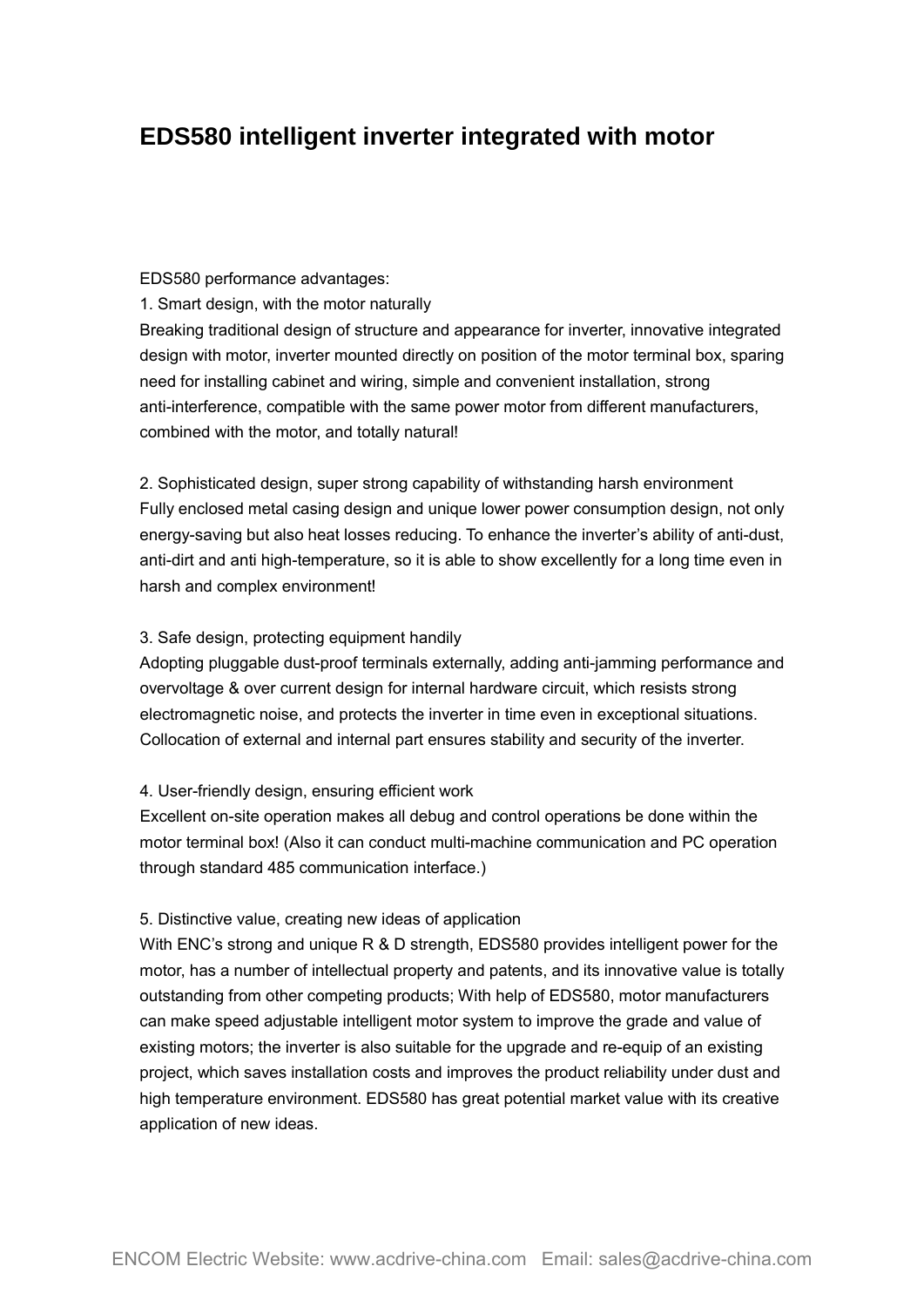# EDS580 intelligent inverter integrated with motor

EDS580 performance advantages:

1. Smart design, with the motor naturally

Breaking traditional design of structure and appearance for inverter, innovative integrated design with motor, inverter mounted directly on position of the motor terminal box, sparing need for installing cabinet and wiring, simple and convenient installation, strong anti-interference, compatible with the same power motor from different manufacturers, combined with the motor, and totally natural!

2. Sophisticated design, super strong capability of withstanding harsh environment

Fully enclosed metal casing design and unique lower power consumption design, not only energy-saving but also heat losses reducing. To enhance the inverter's ability of anti-dust, anti-dirt and anti high-temperature, so it is able to show excellently for a long time even in harsh and complex environment!

3. Safe design, protecting equipment handily

Adopting pluggable dust-proof terminals externally, adding anti-jamming performance and overvoltage & over current design for internal hardware circuit, which resists strong electromagnetic noise, and protects the inverter in time even in exceptional situations. Collocation of external and internal part ensures stability and security of the inverter.

4. User-friendly design, ensuring efficient work

Excellent on-site operation makes all debug and control operations be done within the motor terminal box! (Also it can conduct multi-machine communication and PC operation through standard 485 communication interface.)

5. Distinctive value, creating new ideas of application

With ENC's strong and unique R & D strength, EDS580 provides intelligent power for the motor, has a number of intellectual property and patents, and its innovative value is totally outstanding from other competing products; With help of EDS580, motor manufacturers can make speed adjustable intelligent motor system to improve the grade and value of existing motors; the inverter is also suitable for the upgrade and re-equip of an existing project, which saves installation costs and improves the product reliability under dust and high temperature environment. EDS580 has great potential market value with its creative application of new ideas.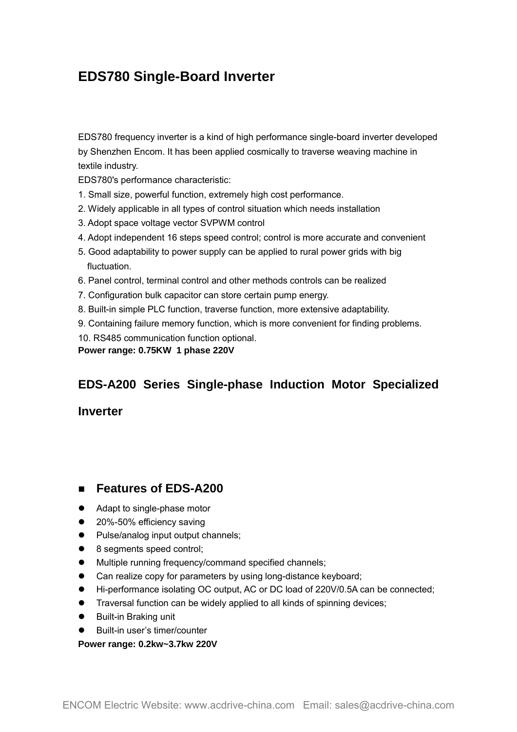## EDS780 Single-Board Inverter

EDS780 frequency inverter is a kind of high performance single-board inverter developed by Shenzhen Encom. It has been applied cosmically to traverse weaving machine in textile industry.

EDS780's performance characteristic:

1. Small size, powerful function, extremely high cost performance.
2. Widely applicable in all types of control situation which needs installation
3. Adopt space voltage vector SVPWM control
4. Adopt independent 16 steps speed control; control is more accurate and convenient
5. Good adaptability to power supply can be applied to rural power grids with big fluctuation.
6. Panel control, terminal control and other methods controls can be realized
7. Configuration bulk capacitor can store certain pump energy.
8. Built-in simple PLC function, traverse function, more extensive adaptability.
9. Containing failure memory function, which is more convenient for finding problems.
10. RS485 communication function optional.

**Power range: 0.75KW 1 phase 220V**

## EDS-A200 Series Single-phase Induction Motor Specialized Inverter

### Features of EDS-A200

- Adapt to single-phase motor
- 20%-50% efficiency saving
- Pulse/analog input output channels;
- 8 segments speed control;
- Multiple running frequency/command specified channels;
- Can realize copy for parameters by using long-distance keyboard;
- Hi-performance isolating OC output, AC or DC load of 220V/0.5A can be connected;
- Traversal function can be widely applied to all kinds of spinning devices;
- Built-in Braking unit
- Built-in user's timer/counter

**Power range: 0.2kw~3.7kw 220V**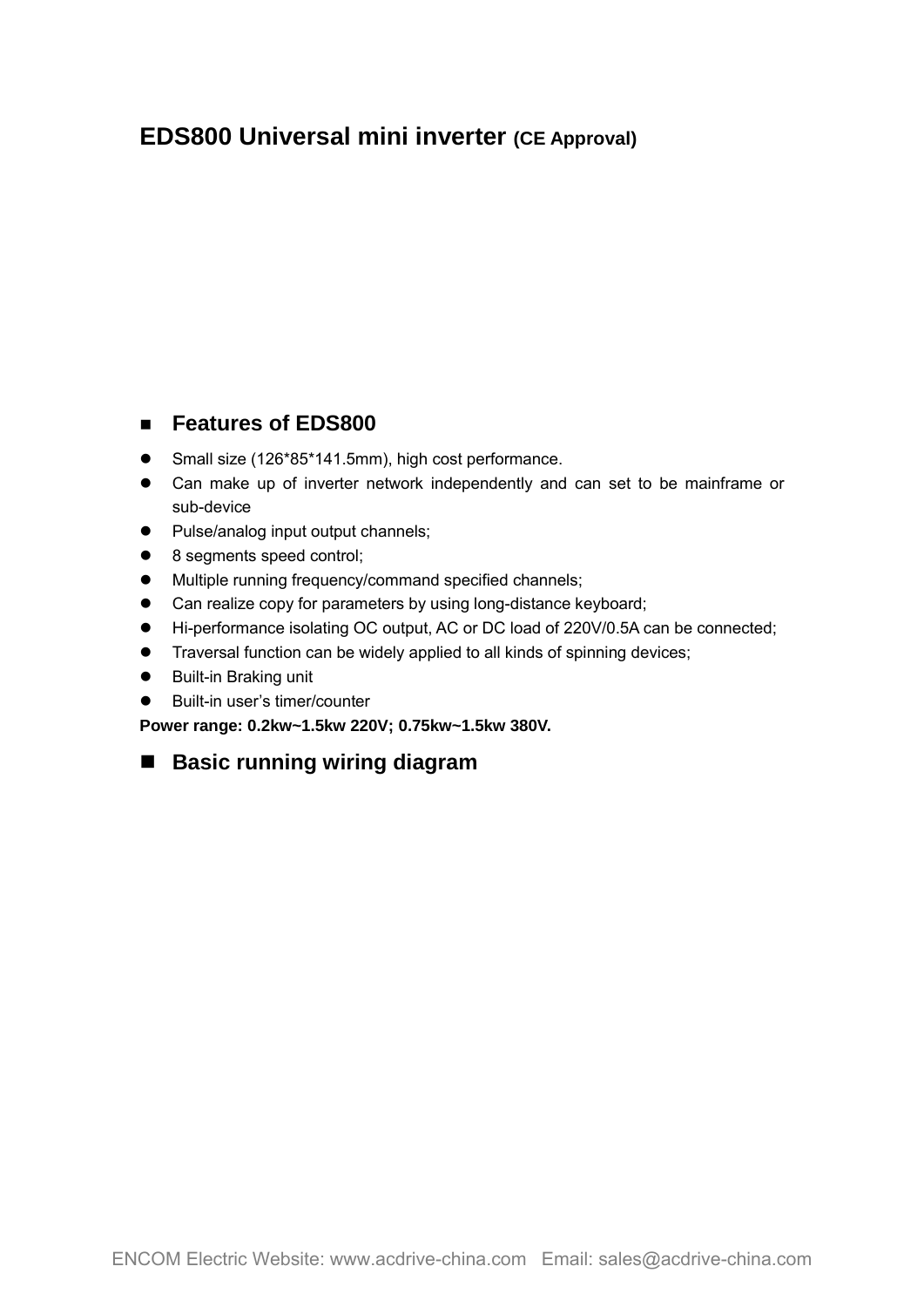# EDS800 Universal mini inverter (CE Approval)

## Features of EDS800

- Small size (126*85*141.5mm), high cost performance.
- Can make up of inverter network independently and can set to be mainframe or sub-device
- Pulse/analog input output channels;
- 8 segments speed control;
- Multiple running frequency/command specified channels;
- Can realize copy for parameters by using long-distance keyboard;
- Hi-performance isolating OC output, AC or DC load of 220V/0.5A can be connected;
- Traversal function can be widely applied to all kinds of spinning devices;
- Built-in Braking unit
- Built-in user's timer/counter

**Power range: 0.2kw~1.5kw 220V; 0.75kw~1.5kw 380V.**

## Basic running wiring diagram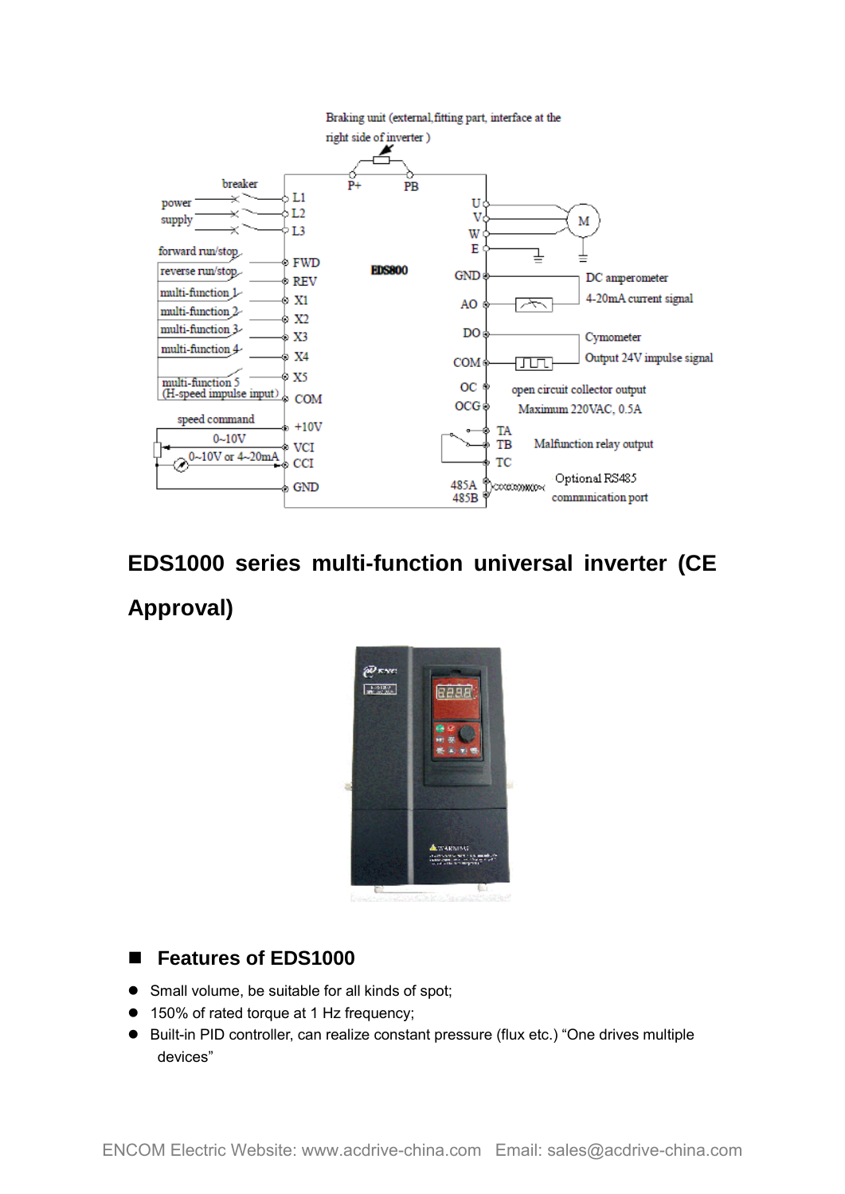## EDS1000 series multi-function universal inverter (CE Approval)

### ■ Features of EDS1000

- Small volume, be suitable for all kinds of spot;
- 150% of rated torque at 1 Hz frequency;
- Built-in PID controller, can realize constant pressure (flux etc.) “One drives multiple devices”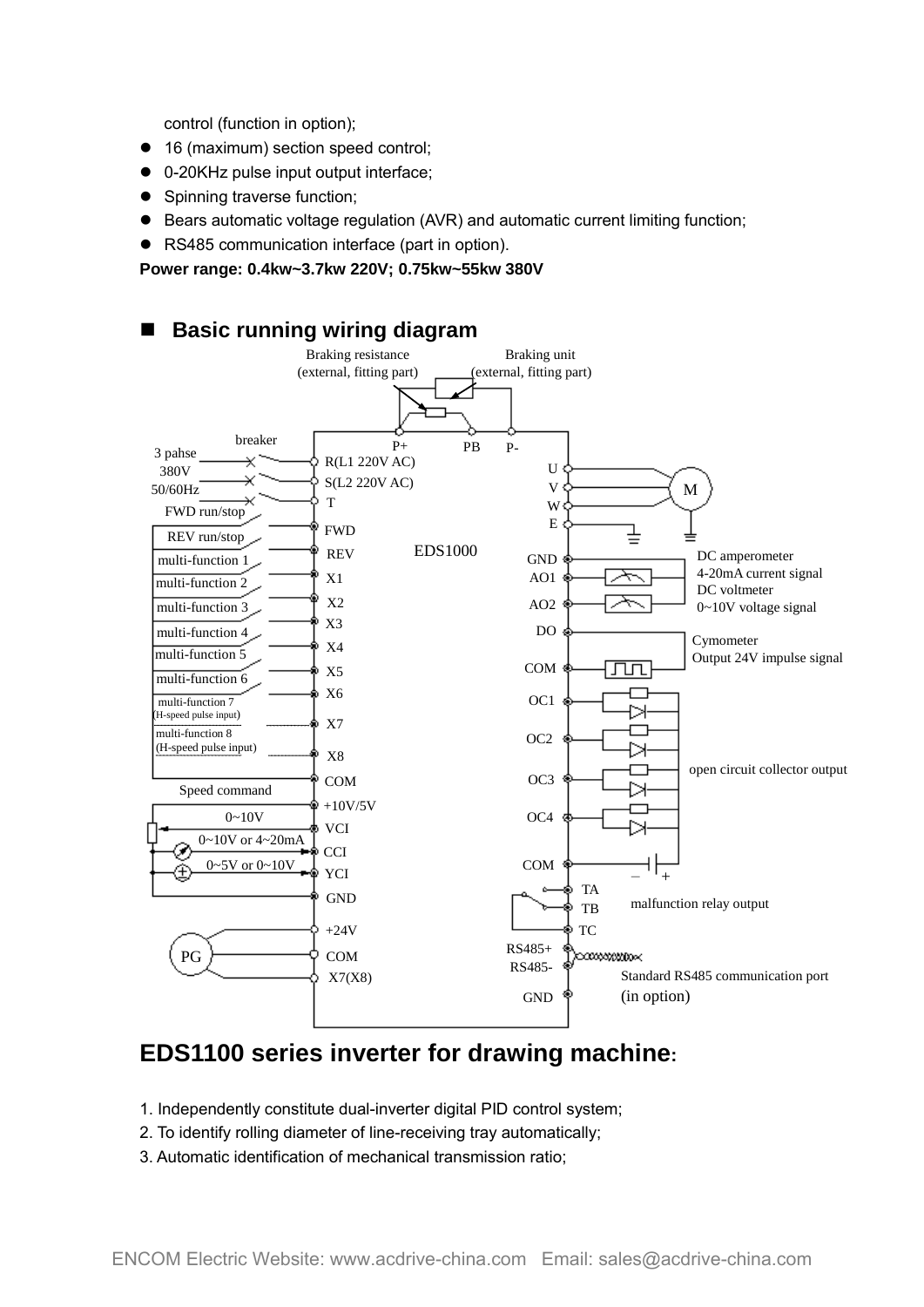control (function in option);

- 16 (maximum) section speed control;
- 0-20KHz pulse input output interface;
- Spinning traverse function;
- Bears automatic voltage regulation (AVR) and automatic current limiting function;
- RS485 communication interface (part in option).

**Power range: 0.4kw~3.7kw 220V; 0.75kw~55kw 380V**

## ■ Basic running wiring diagram

## EDS1100 series inverter for drawing machine:

1. Independently constitute dual-inverter digital PID control system;
2. To identify rolling diameter of line-receiving tray automatically;
3. Automatic identification of mechanical transmission ratio;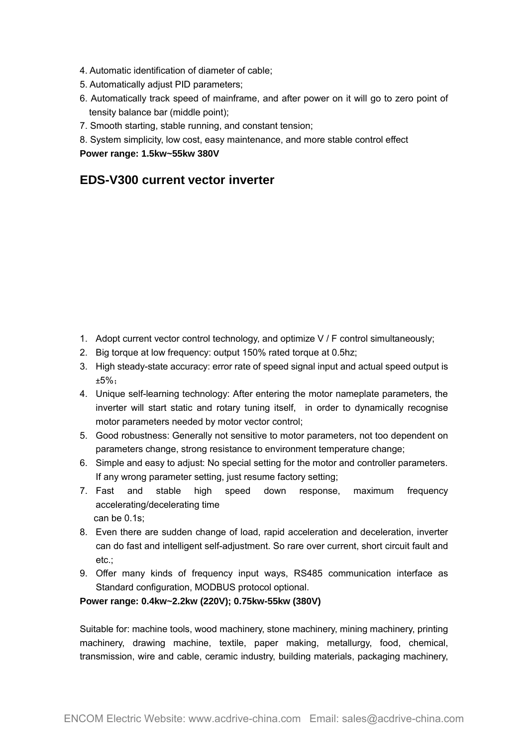4. Automatic identification of diameter of cable;
5. Automatically adjust PID parameters;
6. Automatically track speed of mainframe, and after power on it will go to zero point of tensity balance bar (middle point);
7. Smooth starting, stable running, and constant tension;
8. System simplicity, low cost, easy maintenance, and more stable control effect

**Power range: 1.5kw~55kw 380V**

## EDS-V300 current vector inverter

1. Adopt current vector control technology, and optimize V / F control simultaneously;
2. Big torque at low frequency: output 150% rated torque at 0.5hz;
3. High steady-state accuracy: error rate of speed signal input and actual speed output is ±5%；
4. Unique self-learning technology: After entering the motor nameplate parameters, the inverter will start static and rotary tuning itself, in order to dynamically recognise motor parameters needed by motor vector control;
5. Good robustness: Generally not sensitive to motor parameters, not too dependent on parameters change, strong resistance to environment temperature change;
6. Simple and easy to adjust: No special setting for the motor and controller parameters. If any wrong parameter setting, just resume factory setting;
7. Fast and stable high speed down response, maximum frequency accelerating/decelerating time can be 0.1s;
8. Even there are sudden change of load, rapid acceleration and deceleration, inverter can do fast and intelligent self-adjustment. So rare over current, short circuit fault and etc.;
9. Offer many kinds of frequency input ways, RS485 communication interface as Standard configuration, MODBUS protocol optional.

**Power range: 0.4kw~2.2kw (220V); 0.75kw-55kw (380V)**

Suitable for: machine tools, wood machinery, stone machinery, mining machinery, printing machinery, drawing machine, textile, paper making, metallurgy, food, chemical, transmission, wire and cable, ceramic industry, building materials, packaging machinery,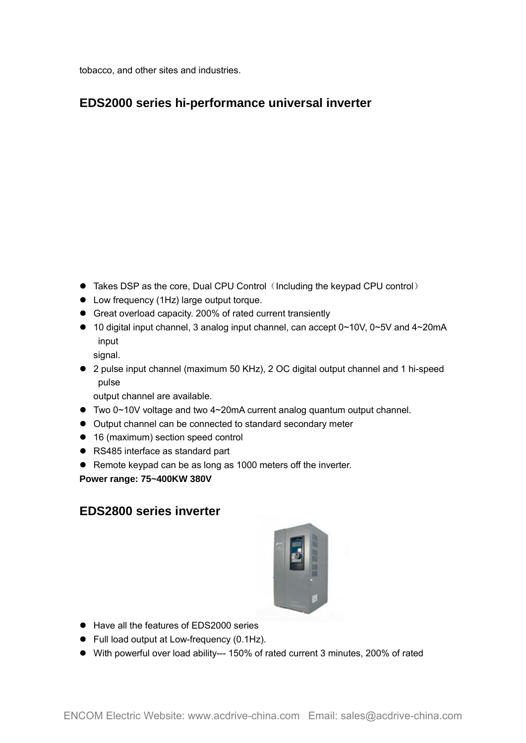tobacco, and other sites and industries.

## EDS2000 series hi-performance universal inverter

- Takes DSP as the core, Dual CPU Control（Including the keypad CPU control）
- Low frequency (1Hz) large output torque.
- Great overload capacity. 200% of rated current transiently
- 10 digital input channel, 3 analog input channel, can accept 0~10V, 0~5V and 4~20mA input signal.
- 2 pulse input channel (maximum 50 KHz), 2 OC digital output channel and 1 hi-speed pulse output channel are available.
- Two 0~10V voltage and two 4~20mA current analog quantum output channel.
- Output channel can be connected to standard secondary meter
- 16 (maximum) section speed control
- RS485 interface as standard part
- Remote keypad can be as long as 1000 meters off the inverter.

**Power range: 75~400KW 380V**

## EDS2800 series inverter

- Have all the features of EDS2000 series
- Full load output at Low-frequency (0.1Hz).
- With powerful over load ability--- 150% of rated current 3 minutes, 200% of rated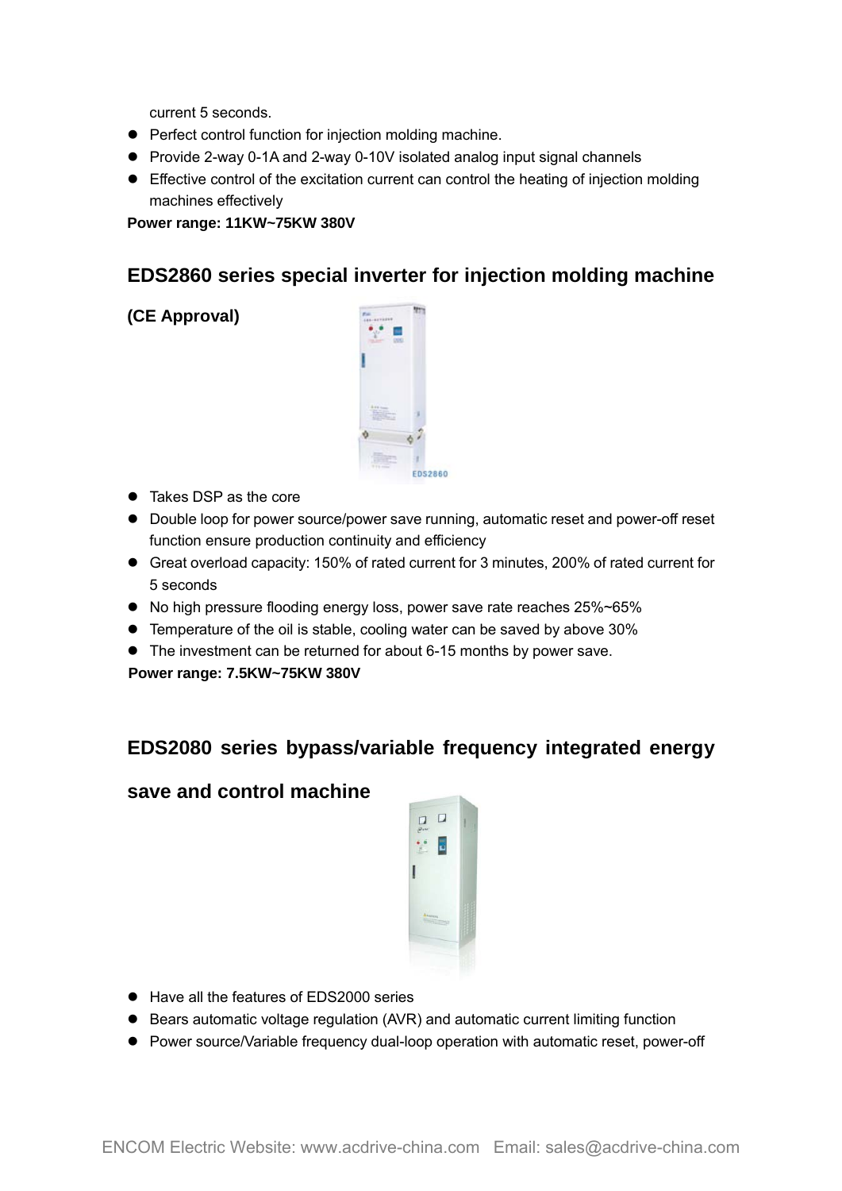current 5 seconds.

- Perfect control function for injection molding machine.
- Provide 2-way 0-1A and 2-way 0-10V isolated analog input signal channels
- Effective control of the excitation current can control the heating of injection molding machines effectively

**Power range: 11KW~75KW 380V**

## EDS2860 series special inverter for injection molding machine

**(CE Approval)**

- Takes DSP as the core
- Double loop for power source/power save running, automatic reset and power-off reset function ensure production continuity and efficiency
- Great overload capacity: 150% of rated current for 3 minutes, 200% of rated current for 5 seconds
- No high pressure flooding energy loss, power save rate reaches 25%~65%
- Temperature of the oil is stable, cooling water can be saved by above 30%
- The investment can be returned for about 6-15 months by power save.

**Power range: 7.5KW~75KW 380V**

## EDS2080 series bypass/variable frequency integrated energy save and control machine

- Have all the features of EDS2000 series
- Bears automatic voltage regulation (AVR) and automatic current limiting function
- Power source/Variable frequency dual-loop operation with automatic reset, power-off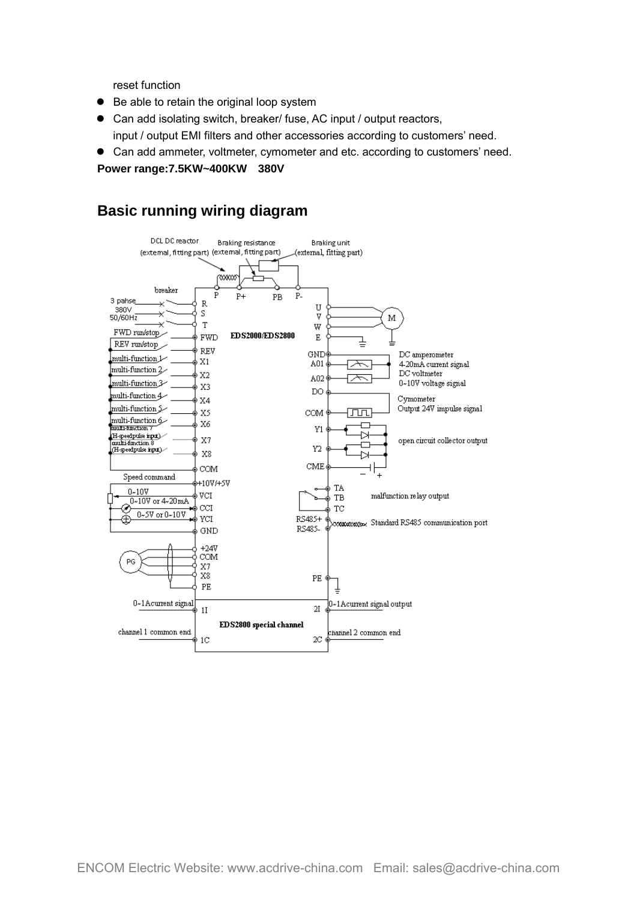reset function

- Be able to retain the original loop system
- Can add isolating switch, breaker/ fuse, AC input / output reactors, input / output EMI filters and other accessories according to customers' need.
- Can add ammeter, voltmeter, cymometer and etc. according to customers' need.

**Power range:7.5KW~400KW 380V**

## Basic running wiring diagram

DCL DC reactor (external, fitting part)
Braking resistance (external, fitting part)
Braking unit (external, fitting part)
breaker
3 pahse 380V 50/60Hz
R S T
P P+ PB P-
U V W E
M
EDS2000/EDS2800
FWD run/stop FWD
REV run/stop REV
multi-function 1 X1
multi-function 2 X2
multi-function 3 X3
multi-function 4 X4
multi-function 5 X5
multi-function 6 X6
multi-function 7 (H-speedpulse input) X7
multi-function 8 (H-speedpulse input) X8
COM
Speed command
+10V/+5V
0~10V VCI
0~10V or 4~20mA CCI
0~5V or 0~10V YCI
GND
GND
A01 DC amperometer 4-20mA current signal
A02 DC voltmeter 0~10V voltage signal
DO Cymometer Output 24V impulse signal
COM
Y1
Y2 open circuit collector output
CME
TA
TB malfunction relay output
TC
RS485+
RS485- Standard RS485 communication port
PG
+24V
COM
X7
X8
PE
PE
0~1Acurrent signal 1I
2I 0~1Acurrent signal output
EDS2800 special channel
channel 1 common end 1C
2C channel 2 common end